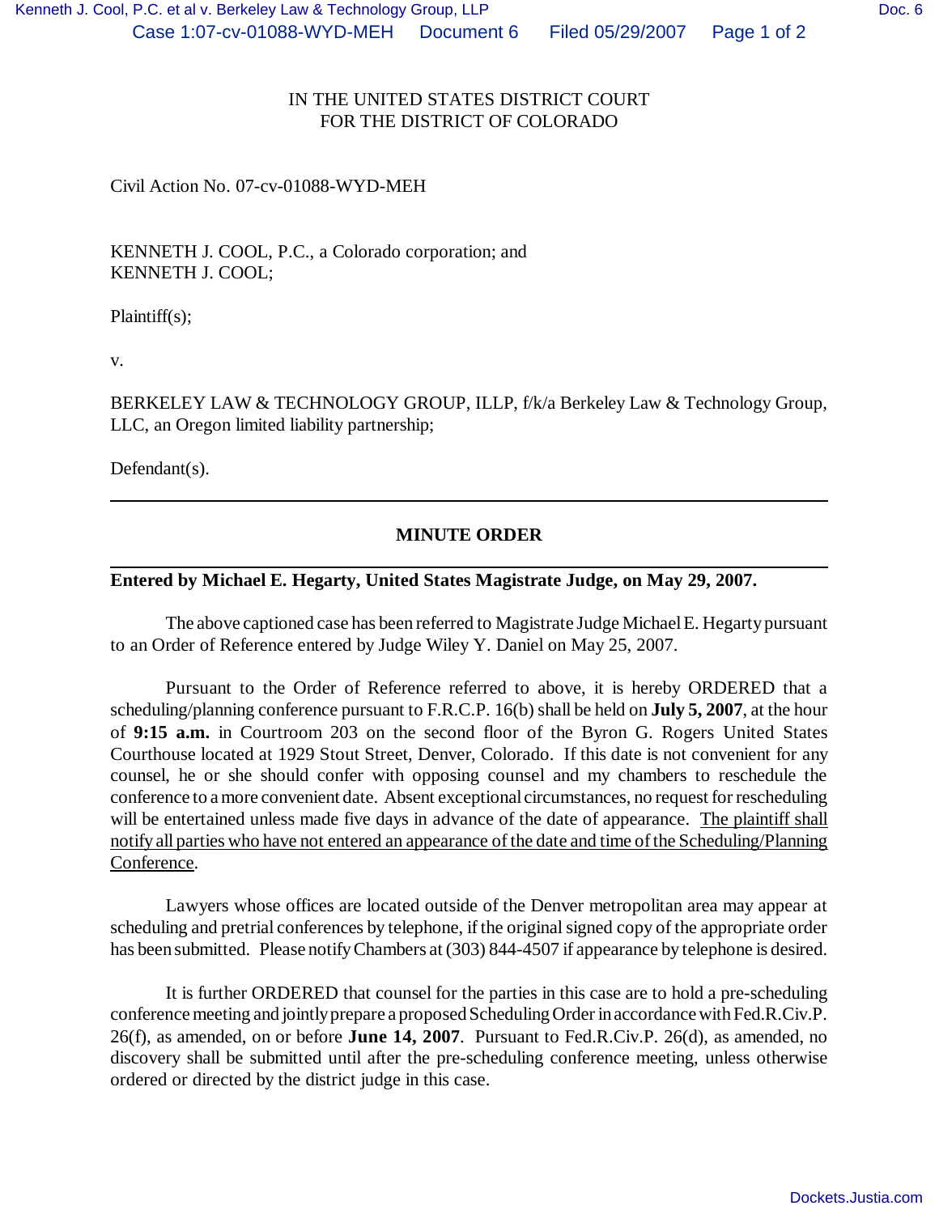IN THE UNITED STATES DISTRICT COURT
FOR THE DISTRICT OF COLORADO

Civil Action No. 07-cv-01088-WYD-MEH

KENNETH J. COOL, P.C., a Colorado corporation; and
KENNETH J. COOL;

Plaintiff(s);

v.

BERKELEY LAW & TECHNOLOGY GROUP, ILLP, f/k/a Berkeley Law & Technology Group, LLC, an Oregon limited liability partnership;

Defendant(s).

---

## MINUTE ORDER

---

**Entered by Michael E. Hegarty, United States Magistrate Judge, on May 29, 2007.**

The above captioned case has been referred to Magistrate Judge Michael E. Hegarty pursuant to an Order of Reference entered by Judge Wiley Y. Daniel on May 25, 2007.

Pursuant to the Order of Reference referred to above, it is hereby ORDERED that a scheduling/planning conference pursuant to F.R.C.P. 16(b) shall be held on **July 5, 2007**, at the hour of **9:15 a.m.** in Courtroom 203 on the second floor of the Byron G. Rogers United States Courthouse located at 1929 Stout Street, Denver, Colorado. If this date is not convenient for any counsel, he or she should confer with opposing counsel and my chambers to reschedule the conference to a more convenient date. Absent exceptional circumstances, no request for rescheduling will be entertained unless made five days in advance of the date of appearance. <u>The plaintiff shall notify all parties who have not entered an appearance of the date and time of the Scheduling/Planning Conference</u>.

Lawyers whose offices are located outside of the Denver metropolitan area may appear at scheduling and pretrial conferences by telephone, if the original signed copy of the appropriate order has been submitted. Please notify Chambers at (303) 844-4507 if appearance by telephone is desired.

It is further ORDERED that counsel for the parties in this case are to hold a pre-scheduling conference meeting and jointly prepare a proposed Scheduling Order in accordance with Fed.R.Civ.P. 26(f), as amended, on or before **June 14, 2007**. Pursuant to Fed.R.Civ.P. 26(d), as amended, no discovery shall be submitted until after the pre-scheduling conference meeting, unless otherwise ordered or directed by the district judge in this case.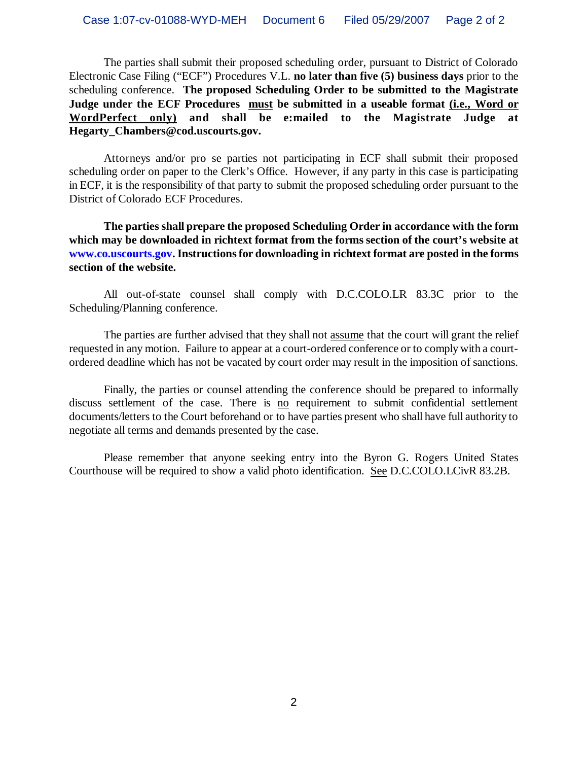The parties shall submit their proposed scheduling order, pursuant to District of Colorado Electronic Case Filing ("ECF") Procedures V.L. **no later than five (5) business days** prior to the scheduling conference. **The proposed Scheduling Order to be submitted to the Magistrate Judge under the ECF Procedures <u>must</u> be submitted in a useable format <u>(i.e., Word or WordPerfect only)</u> and shall be e:mailed to the Magistrate Judge at Hegarty_Chambers@cod.uscourts.gov.**

Attorneys and/or pro se parties not participating in ECF shall submit their proposed scheduling order on paper to the Clerk's Office. However, if any party in this case is participating in ECF, it is the responsibility of that party to submit the proposed scheduling order pursuant to the District of Colorado ECF Procedures.

**The parties shall prepare the proposed Scheduling Order in accordance with the form which may be downloaded in richtext format from the forms section of the court's website at [www.co.uscourts.gov](http://www.co.uscourts.gov). Instructions for downloading in richtext format are posted in the forms section of the website.**

All out-of-state counsel shall comply with D.C.COLO.LR 83.3C prior to the Scheduling/Planning conference.

The parties are further advised that they shall not <u>assume</u> that the court will grant the relief requested in any motion. Failure to appear at a court-ordered conference or to comply with a court-ordered deadline which has not be vacated by court order may result in the imposition of sanctions.

Finally, the parties or counsel attending the conference should be prepared to informally discuss settlement of the case. There is <u>no</u> requirement to submit confidential settlement documents/letters to the Court beforehand or to have parties present who shall have full authority to negotiate all terms and demands presented by the case.

Please remember that anyone seeking entry into the Byron G. Rogers United States Courthouse will be required to show a valid photo identification. <u>See</u> D.C.COLO.LCivR 83.2B.